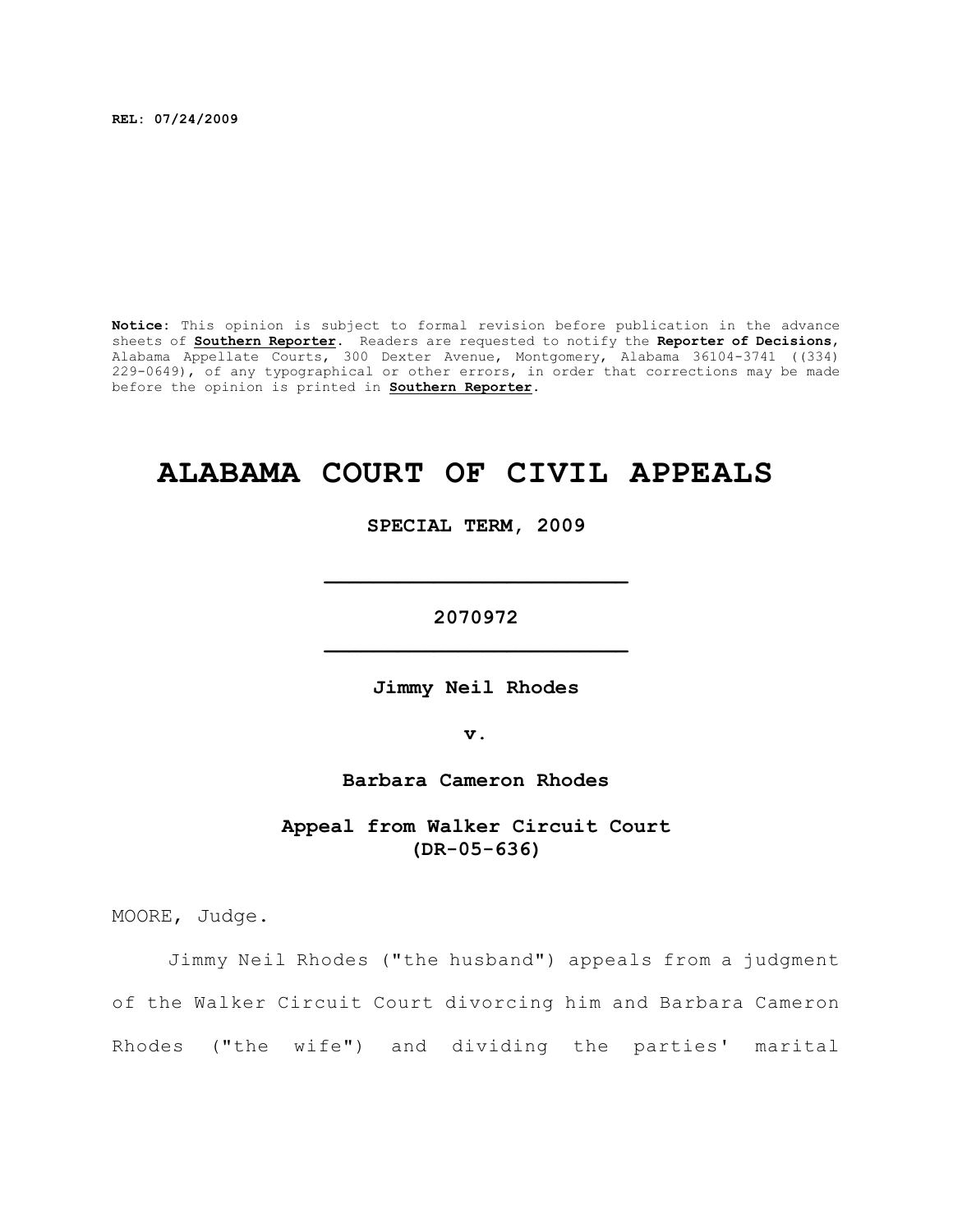**REL: 07/24/2009**

**Notice**: This opinion is subject to formal revision before publication in the advance sheets of **Southern Reporter**. Readers are requested to notify the **Reporter of Decisions**, Alabama Appellate Courts, 300 Dexter Avenue, Montgomery, Alabama 36104-3741 ((334) 229-0649), of any typographical or other errors, in order that corrections may be made before the opinion is printed in **Southern Reporter**.

# ALABAMA COURT OF CIVIL APPEALS

**SPECIAL TERM, 2009**

---

**2070972**

---

**Jimmy Neil Rhodes**

**v.**

**Barbara Cameron Rhodes**

**Appeal from Walker Circuit Court (DR-05-636)**

MOORE, Judge.

Jimmy Neil Rhodes ("the husband") appeals from a judgment of the Walker Circuit Court divorcing him and Barbara Cameron Rhodes ("the wife") and dividing the parties' marital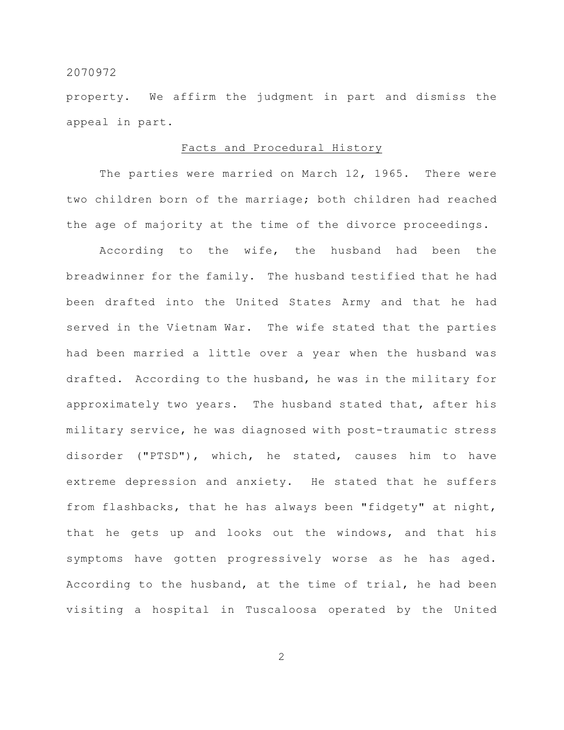property. We affirm the judgment in part and dismiss the appeal in part.

## Facts and Procedural History

The parties were married on March 12, 1965. There were two children born of the marriage; both children had reached the age of majority at the time of the divorce proceedings.

According to the wife, the husband had been the breadwinner for the family. The husband testified that he had been drafted into the United States Army and that he had served in the Vietnam War. The wife stated that the parties had been married a little over a year when the husband was drafted. According to the husband, he was in the military for approximately two years. The husband stated that, after his military service, he was diagnosed with post-traumatic stress disorder ("PTSD"), which, he stated, causes him to have extreme depression and anxiety. He stated that he suffers from flashbacks, that he has always been "fidgety" at night, that he gets up and looks out the windows, and that his symptoms have gotten progressively worse as he has aged. According to the husband, at the time of trial, he had been visiting a hospital in Tuscaloosa operated by the United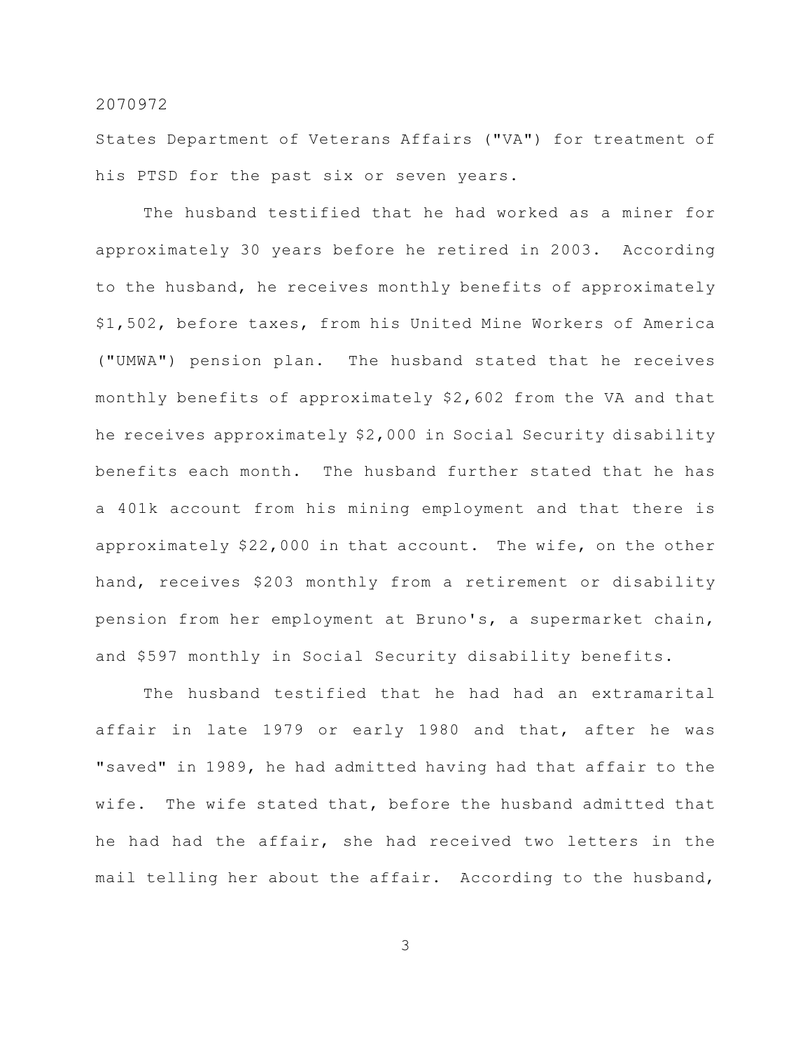States Department of Veterans Affairs ("VA") for treatment of his PTSD for the past six or seven years.

The husband testified that he had worked as a miner for approximately 30 years before he retired in 2003. According to the husband, he receives monthly benefits of approximately $1,502, before taxes, from his United Mine Workers of America ("UMWA") pension plan. The husband stated that he receives monthly benefits of approximately $2,602 from the VA and that he receives approximately $2,000 in Social Security disability benefits each month. The husband further stated that he has a 401k account from his mining employment and that there is approximately $22,000 in that account. The wife, on the other hand, receives $203 monthly from a retirement or disability pension from her employment at Bruno's, a supermarket chain, and $597 monthly in Social Security disability benefits.

The husband testified that he had had an extramarital affair in late 1979 or early 1980 and that, after he was "saved" in 1989, he had admitted having had that affair to the wife. The wife stated that, before the husband admitted that he had had the affair, she had received two letters in the mail telling her about the affair. According to the husband,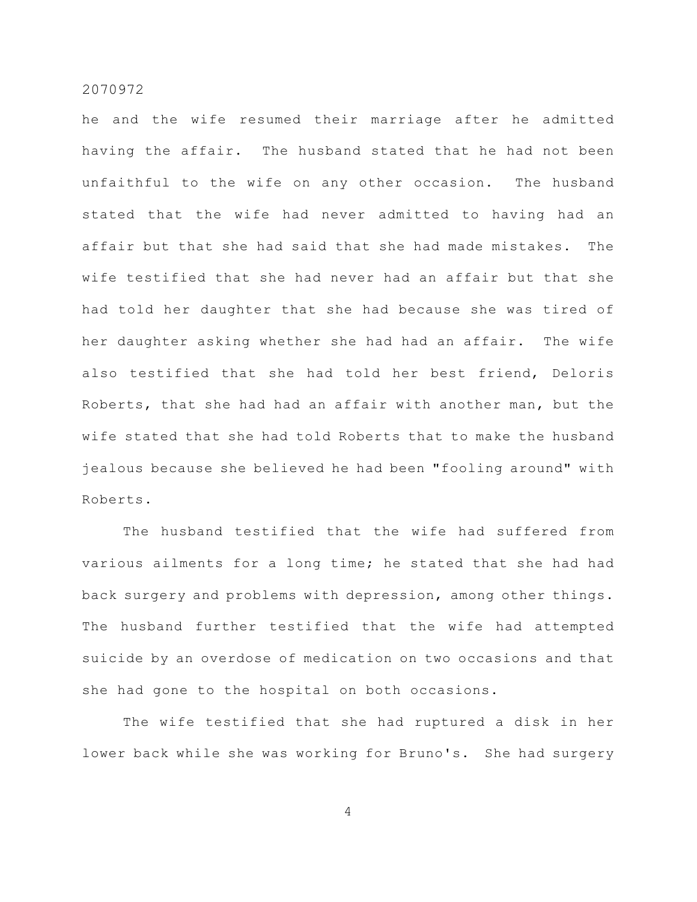he and the wife resumed their marriage after he admitted having the affair. The husband stated that he had not been unfaithful to the wife on any other occasion. The husband stated that the wife had never admitted to having had an affair but that she had said that she had made mistakes. The wife testified that she had never had an affair but that she had told her daughter that she had because she was tired of her daughter asking whether she had had an affair. The wife also testified that she had told her best friend, Deloris Roberts, that she had had an affair with another man, but the wife stated that she had told Roberts that to make the husband jealous because she believed he had been "fooling around" with Roberts.

The husband testified that the wife had suffered from various ailments for a long time; he stated that she had had back surgery and problems with depression, among other things. The husband further testified that the wife had attempted suicide by an overdose of medication on two occasions and that she had gone to the hospital on both occasions.

The wife testified that she had ruptured a disk in her lower back while she was working for Bruno's. She had surgery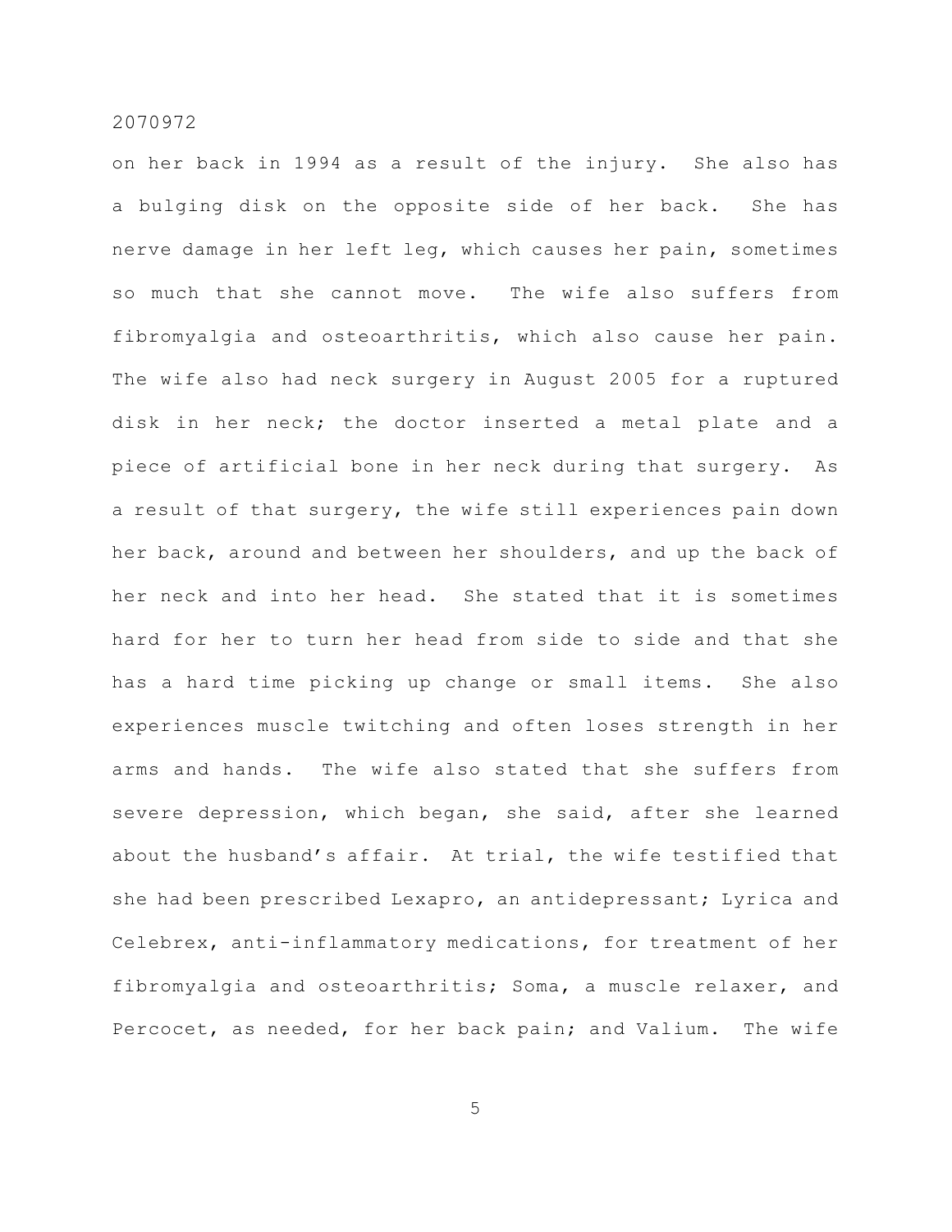on her back in 1994 as a result of the injury. She also has a bulging disk on the opposite side of her back. She has nerve damage in her left leg, which causes her pain, sometimes so much that she cannot move. The wife also suffers from fibromyalgia and osteoarthritis, which also cause her pain. The wife also had neck surgery in August 2005 for a ruptured disk in her neck; the doctor inserted a metal plate and a piece of artificial bone in her neck during that surgery. As a result of that surgery, the wife still experiences pain down her back, around and between her shoulders, and up the back of her neck and into her head. She stated that it is sometimes hard for her to turn her head from side to side and that she has a hard time picking up change or small items. She also experiences muscle twitching and often loses strength in her arms and hands. The wife also stated that she suffers from severe depression, which began, she said, after she learned about the husband's affair. At trial, the wife testified that she had been prescribed Lexapro, an antidepressant; Lyrica and Celebrex, anti-inflammatory medications, for treatment of her fibromyalgia and osteoarthritis; Soma, a muscle relaxer, and Percocet, as needed, for her back pain; and Valium. The wife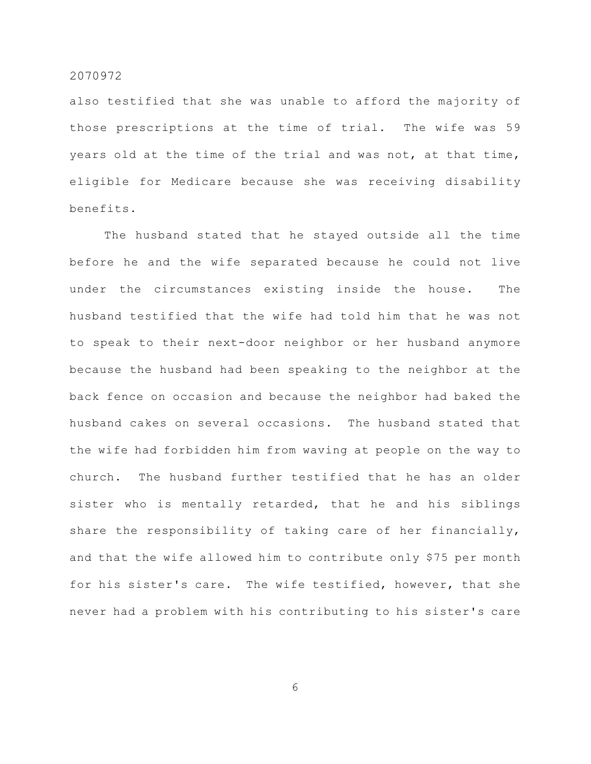also testified that she was unable to afford the majority of those prescriptions at the time of trial. The wife was 59 years old at the time of the trial and was not, at that time, eligible for Medicare because she was receiving disability benefits.

The husband stated that he stayed outside all the time before he and the wife separated because he could not live under the circumstances existing inside the house. The husband testified that the wife had told him that he was not to speak to their next-door neighbor or her husband anymore because the husband had been speaking to the neighbor at the back fence on occasion and because the neighbor had baked the husband cakes on several occasions. The husband stated that the wife had forbidden him from waving at people on the way to church. The husband further testified that he has an older sister who is mentally retarded, that he and his siblings share the responsibility of taking care of her financially, and that the wife allowed him to contribute only $75 per month for his sister's care. The wife testified, however, that she never had a problem with his contributing to his sister's care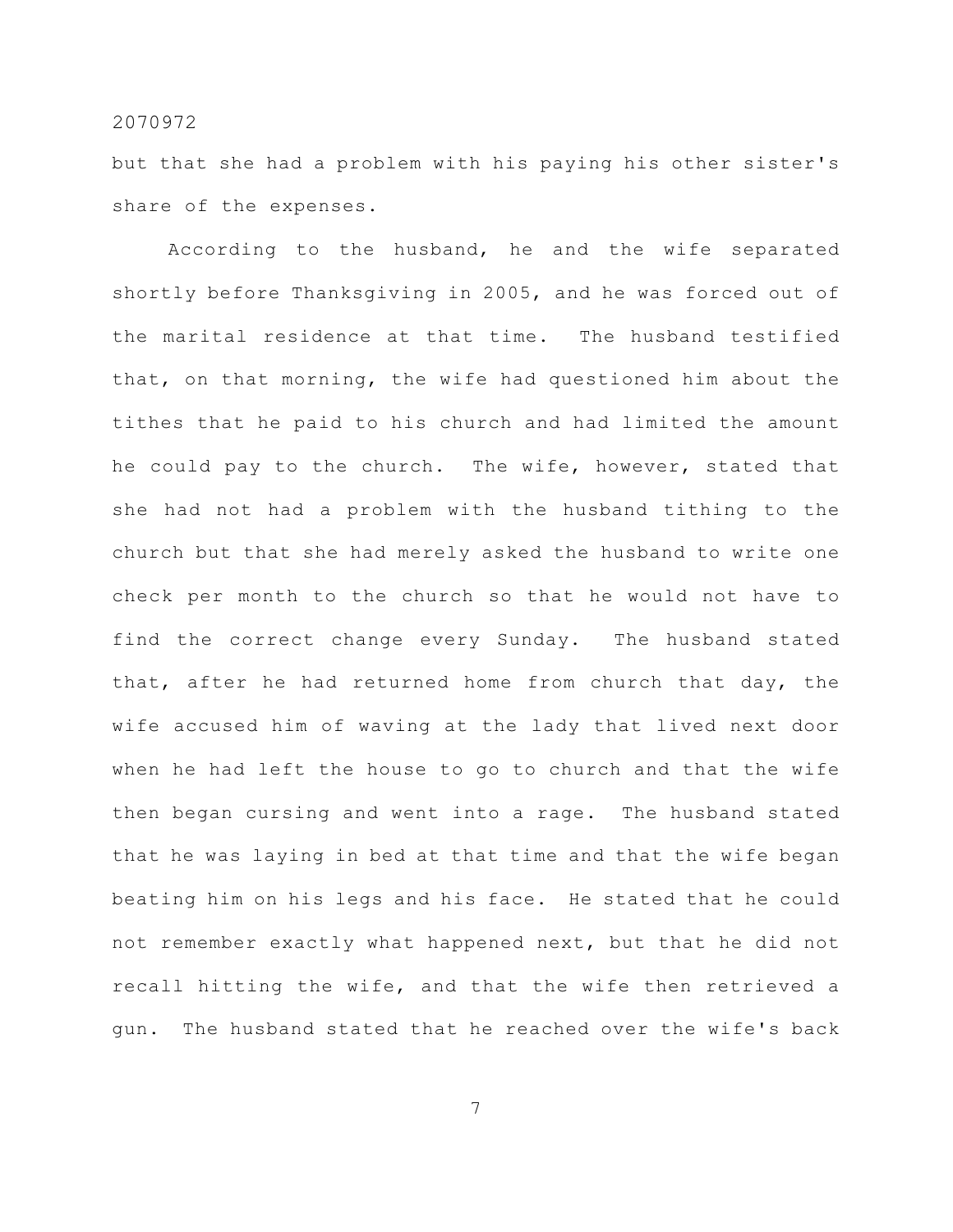but that she had a problem with his paying his other sister's share of the expenses.

According to the husband, he and the wife separated shortly before Thanksgiving in 2005, and he was forced out of the marital residence at that time. The husband testified that, on that morning, the wife had questioned him about the tithes that he paid to his church and had limited the amount he could pay to the church. The wife, however, stated that she had not had a problem with the husband tithing to the church but that she had merely asked the husband to write one check per month to the church so that he would not have to find the correct change every Sunday. The husband stated that, after he had returned home from church that day, the wife accused him of waving at the lady that lived next door when he had left the house to go to church and that the wife then began cursing and went into a rage. The husband stated that he was laying in bed at that time and that the wife began beating him on his legs and his face. He stated that he could not remember exactly what happened next, but that he did not recall hitting the wife, and that the wife then retrieved a gun. The husband stated that he reached over the wife's back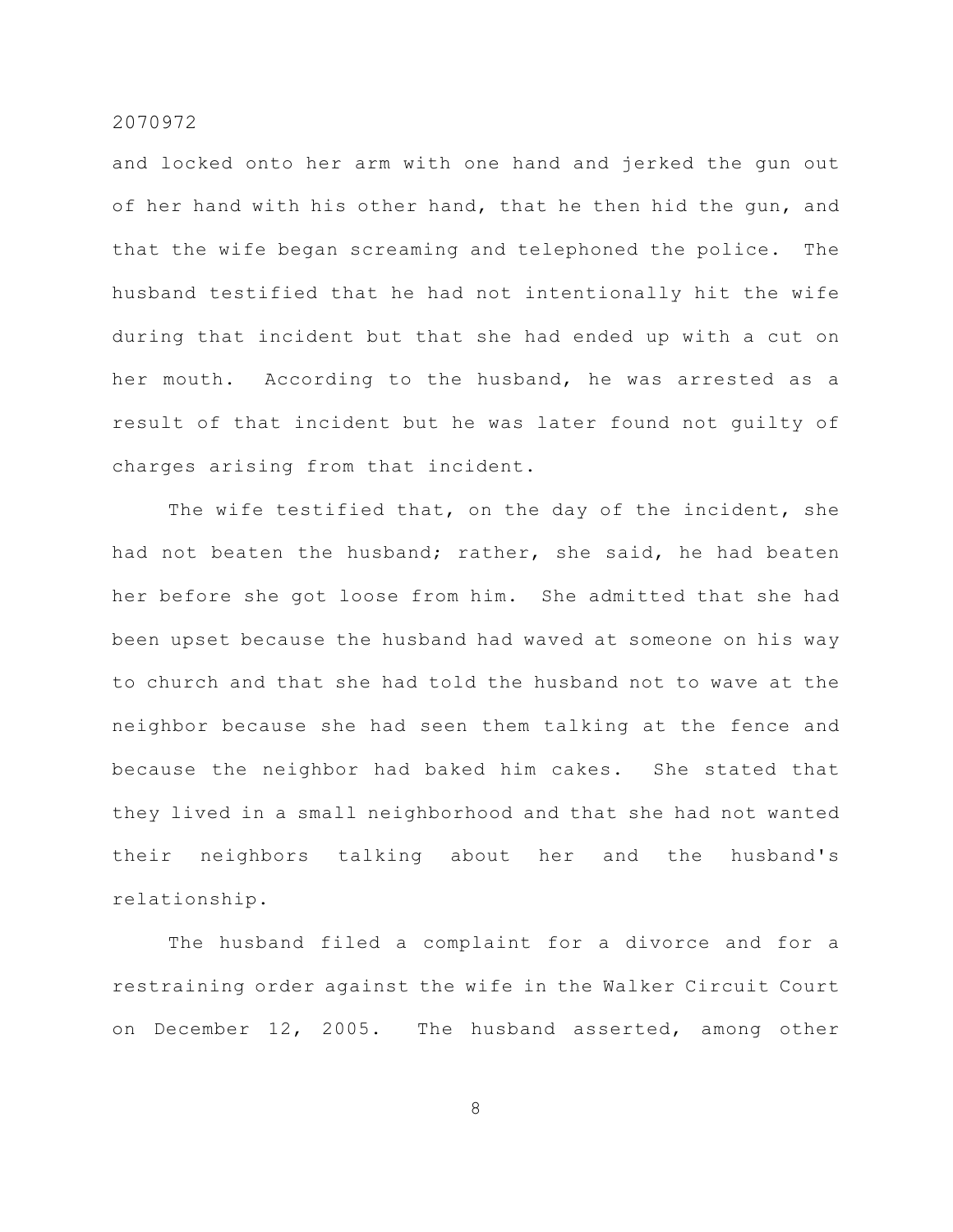and locked onto her arm with one hand and jerked the gun out of her hand with his other hand, that he then hid the gun, and that the wife began screaming and telephoned the police. The husband testified that he had not intentionally hit the wife during that incident but that she had ended up with a cut on her mouth. According to the husband, he was arrested as a result of that incident but he was later found not guilty of charges arising from that incident.

The wife testified that, on the day of the incident, she had not beaten the husband; rather, she said, he had beaten her before she got loose from him. She admitted that she had been upset because the husband had waved at someone on his way to church and that she had told the husband not to wave at the neighbor because she had seen them talking at the fence and because the neighbor had baked him cakes. She stated that they lived in a small neighborhood and that she had not wanted their neighbors talking about her and the husband's relationship.

The husband filed a complaint for a divorce and for a restraining order against the wife in the Walker Circuit Court on December 12, 2005. The husband asserted, among other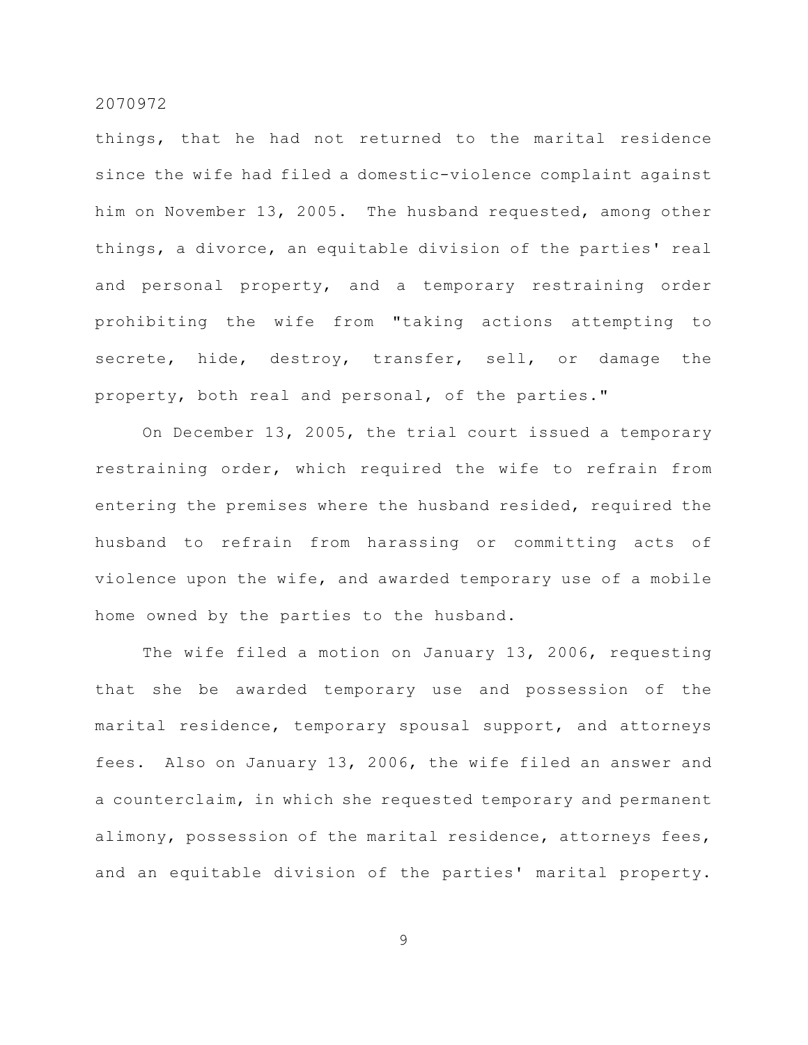things, that he had not returned to the marital residence since the wife had filed a domestic-violence complaint against him on November 13, 2005. The husband requested, among other things, a divorce, an equitable division of the parties' real and personal property, and a temporary restraining order prohibiting the wife from "taking actions attempting to secrete, hide, destroy, transfer, sell, or damage the property, both real and personal, of the parties."

On December 13, 2005, the trial court issued a temporary restraining order, which required the wife to refrain from entering the premises where the husband resided, required the husband to refrain from harassing or committing acts of violence upon the wife, and awarded temporary use of a mobile home owned by the parties to the husband.

The wife filed a motion on January 13, 2006, requesting that she be awarded temporary use and possession of the marital residence, temporary spousal support, and attorneys fees. Also on January 13, 2006, the wife filed an answer and a counterclaim, in which she requested temporary and permanent alimony, possession of the marital residence, attorneys fees, and an equitable division of the parties' marital property.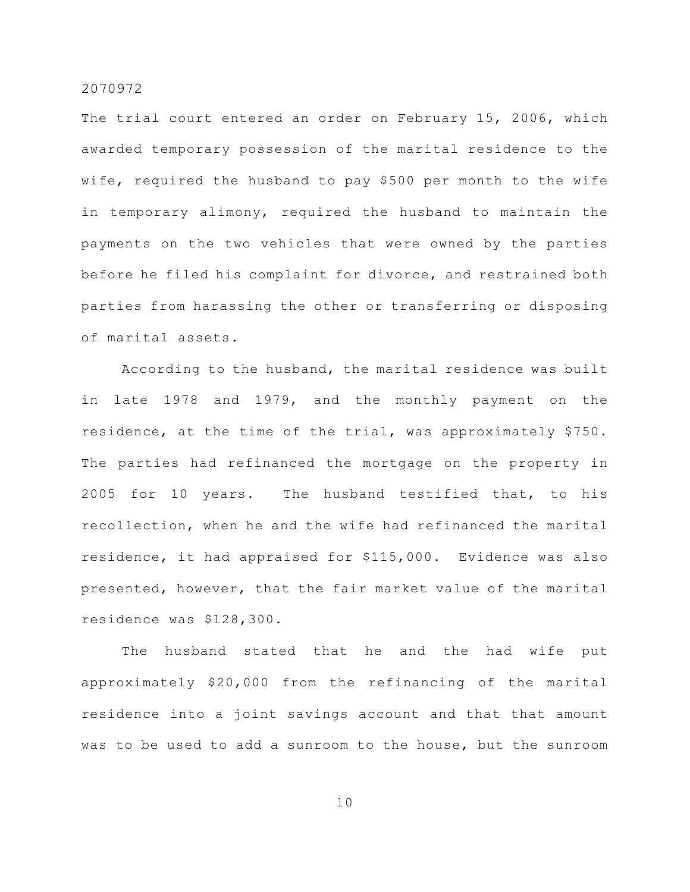The trial court entered an order on February 15, 2006, which awarded temporary possession of the marital residence to the wife, required the husband to pay $500 per month to the wife in temporary alimony, required the husband to maintain the payments on the two vehicles that were owned by the parties before he filed his complaint for divorce, and restrained both parties from harassing the other or transferring or disposing of marital assets.

According to the husband, the marital residence was built in late 1978 and 1979, and the monthly payment on the residence, at the time of the trial, was approximately $750. The parties had refinanced the mortgage on the property in 2005 for 10 years. The husband testified that, to his recollection, when he and the wife had refinanced the marital residence, it had appraised for $115,000. Evidence was also presented, however, that the fair market value of the marital residence was $128,300.

The husband stated that he and the had wife put approximately $20,000 from the refinancing of the marital residence into a joint savings account and that that amount was to be used to add a sunroom to the house, but the sunroom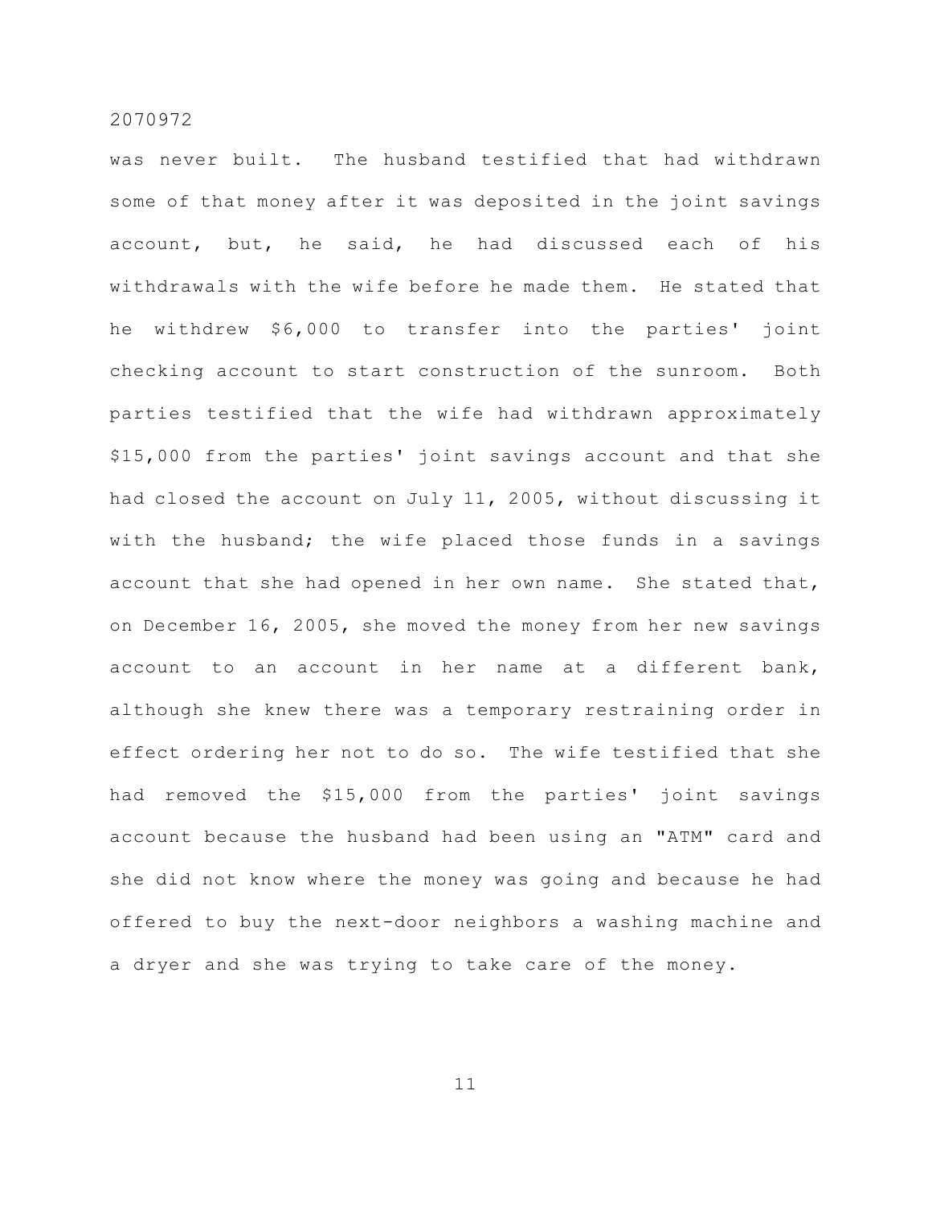was never built. The husband testified that had withdrawn some of that money after it was deposited in the joint savings account, but, he said, he had discussed each of his withdrawals with the wife before he made them. He stated that he withdrew $6,000 to transfer into the parties' joint checking account to start construction of the sunroom. Both parties testified that the wife had withdrawn approximately $15,000 from the parties' joint savings account and that she had closed the account on July 11, 2005, without discussing it with the husband; the wife placed those funds in a savings account that she had opened in her own name. She stated that, on December 16, 2005, she moved the money from her new savings account to an account in her name at a different bank, although she knew there was a temporary restraining order in effect ordering her not to do so. The wife testified that she had removed the $15,000 from the parties' joint savings account because the husband had been using an "ATM" card and she did not know where the money was going and because he had offered to buy the next-door neighbors a washing machine and a dryer and she was trying to take care of the money.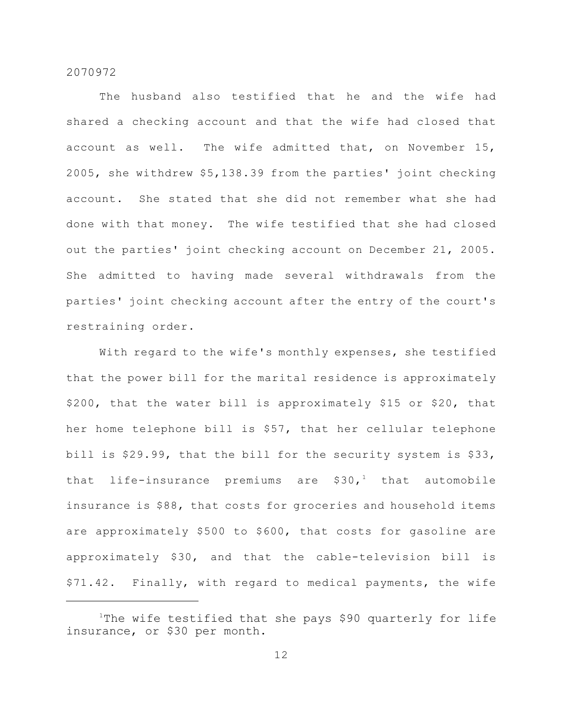The husband also testified that he and the wife had shared a checking account and that the wife had closed that account as well. The wife admitted that, on November 15, 2005, she withdrew $5,138.39 from the parties' joint checking account. She stated that she did not remember what she had done with that money. The wife testified that she had closed out the parties' joint checking account on December 21, 2005. She admitted to having made several withdrawals from the parties' joint checking account after the entry of the court's restraining order.

With regard to the wife's monthly expenses, she testified that the power bill for the marital residence is approximately $200, that the water bill is approximately $15 or $20, that her home telephone bill is $57, that her cellular telephone bill is $29.99, that the bill for the security system is $33, that life-insurance premiums are $30,[1] that automobile insurance is $88, that costs for groceries and household items are approximately $500 to $600, that costs for gasoline are approximately $30, and that the cable-television bill is $71.42. Finally, with regard to medical payments, the wife

---

[1]The wife testified that she pays $90 quarterly for life insurance, or $30 per month.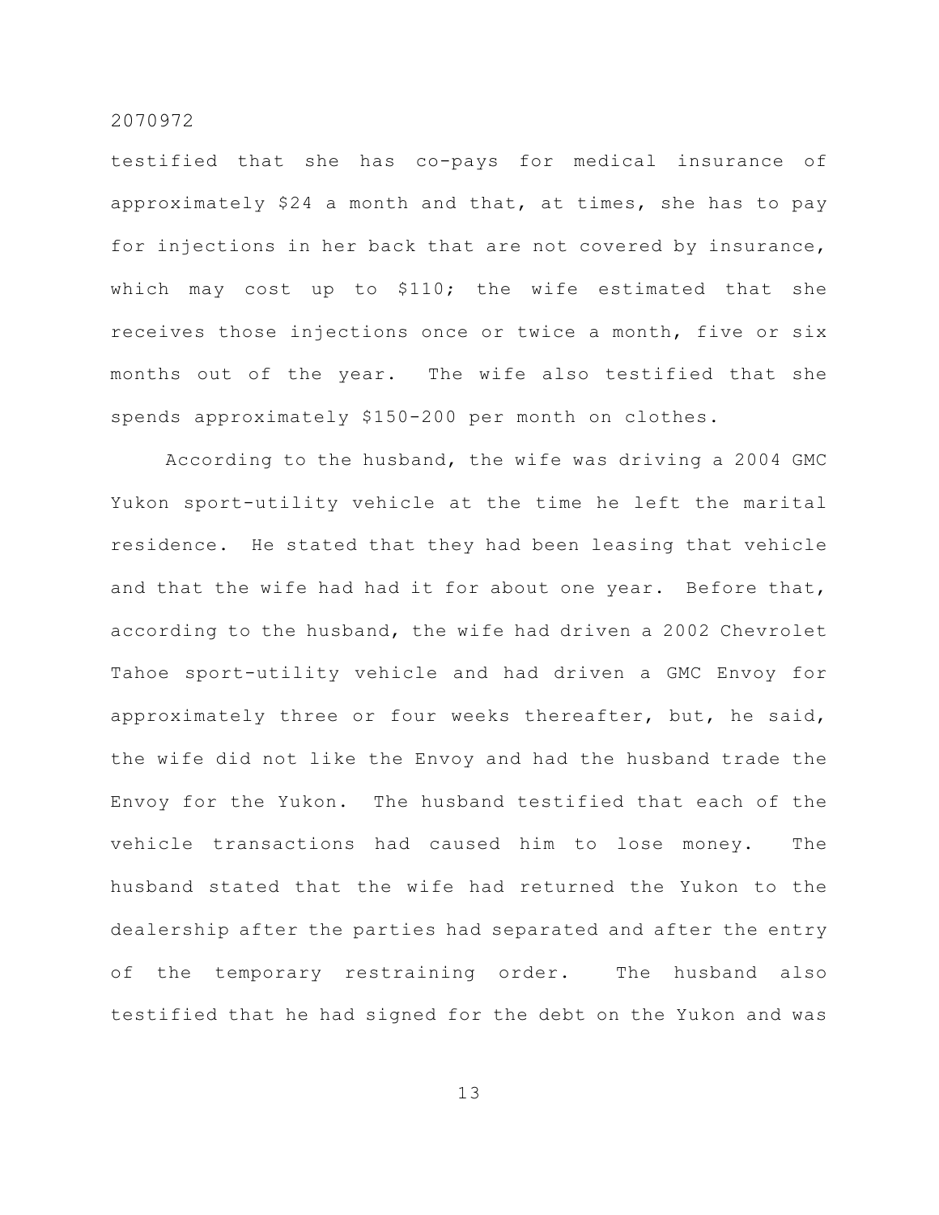testified that she has co-pays for medical insurance of approximately $24 a month and that, at times, she has to pay for injections in her back that are not covered by insurance, which may cost up to $110; the wife estimated that she receives those injections once or twice a month, five or six months out of the year. The wife also testified that she spends approximately $150-200 per month on clothes.

According to the husband, the wife was driving a 2004 GMC Yukon sport-utility vehicle at the time he left the marital residence. He stated that they had been leasing that vehicle and that the wife had had it for about one year. Before that, according to the husband, the wife had driven a 2002 Chevrolet Tahoe sport-utility vehicle and had driven a GMC Envoy for approximately three or four weeks thereafter, but, he said, the wife did not like the Envoy and had the husband trade the Envoy for the Yukon. The husband testified that each of the vehicle transactions had caused him to lose money. The husband stated that the wife had returned the Yukon to the dealership after the parties had separated and after the entry of the temporary restraining order. The husband also testified that he had signed for the debt on the Yukon and was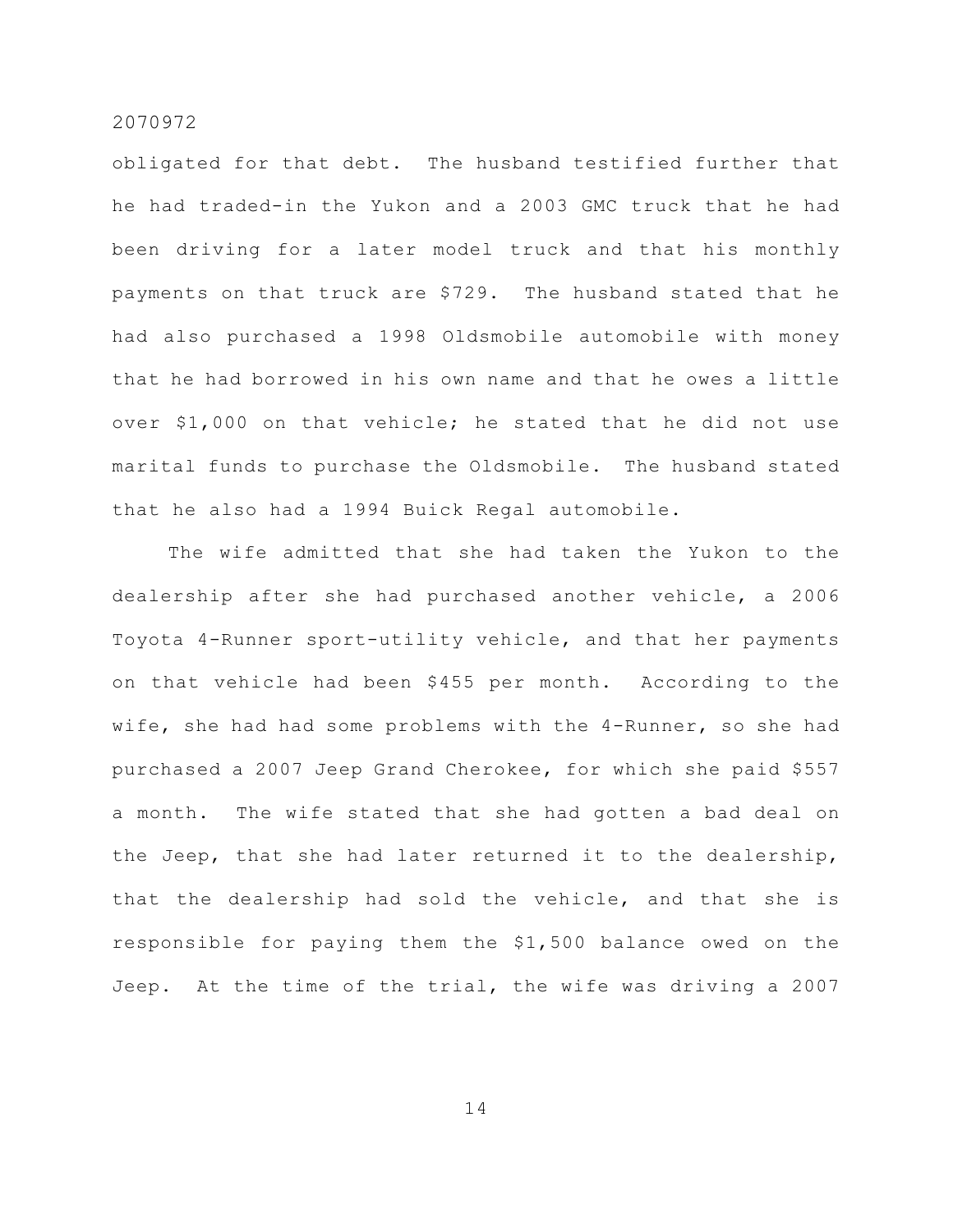obligated for that debt. The husband testified further that he had traded-in the Yukon and a 2003 GMC truck that he had been driving for a later model truck and that his monthly payments on that truck are $729. The husband stated that he had also purchased a 1998 Oldsmobile automobile with money that he had borrowed in his own name and that he owes a little over $1,000 on that vehicle; he stated that he did not use marital funds to purchase the Oldsmobile. The husband stated that he also had a 1994 Buick Regal automobile.

The wife admitted that she had taken the Yukon to the dealership after she had purchased another vehicle, a 2006 Toyota 4-Runner sport-utility vehicle, and that her payments on that vehicle had been $455 per month. According to the wife, she had had some problems with the 4-Runner, so she had purchased a 2007 Jeep Grand Cherokee, for which she paid $557 a month. The wife stated that she had gotten a bad deal on the Jeep, that she had later returned it to the dealership, that the dealership had sold the vehicle, and that she is responsible for paying them the $1,500 balance owed on the Jeep. At the time of the trial, the wife was driving a 2007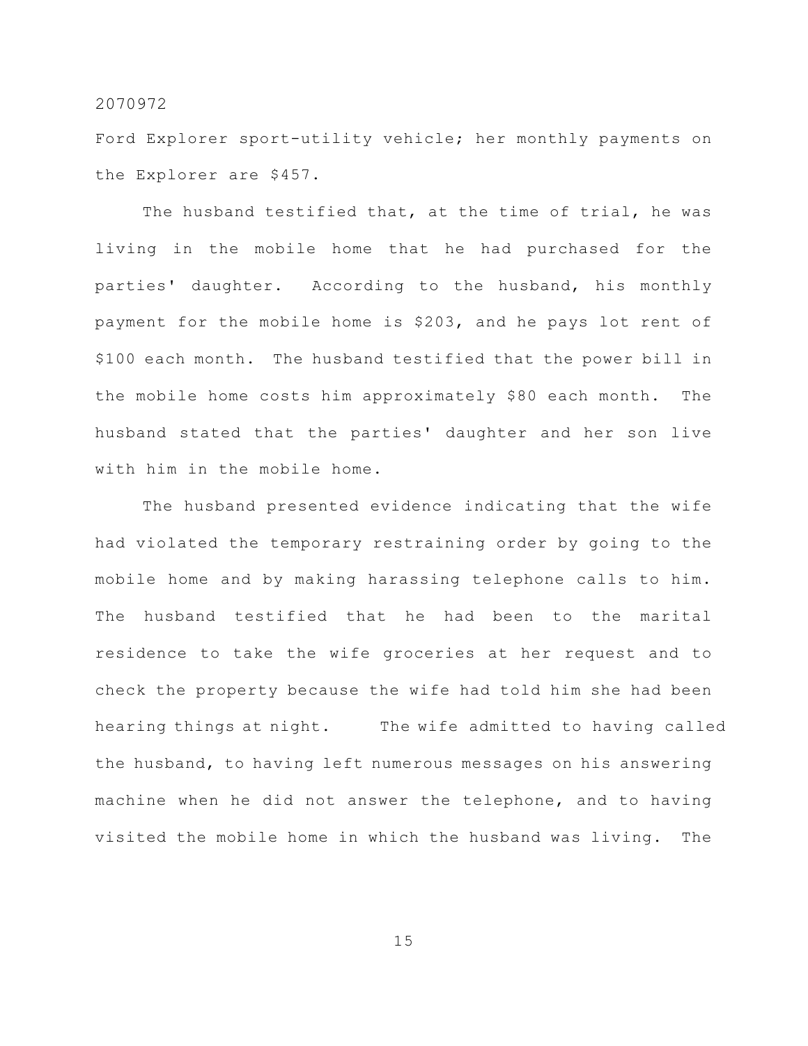Ford Explorer sport-utility vehicle; her monthly payments on the Explorer are $457.

The husband testified that, at the time of trial, he was living in the mobile home that he had purchased for the parties' daughter. According to the husband, his monthly payment for the mobile home is $203, and he pays lot rent of $100 each month. The husband testified that the power bill in the mobile home costs him approximately $80 each month. The husband stated that the parties' daughter and her son live with him in the mobile home.

The husband presented evidence indicating that the wife had violated the temporary restraining order by going to the mobile home and by making harassing telephone calls to him. The husband testified that he had been to the marital residence to take the wife groceries at her request and to check the property because the wife had told him she had been hearing things at night. The wife admitted to having called the husband, to having left numerous messages on his answering machine when he did not answer the telephone, and to having visited the mobile home in which the husband was living. The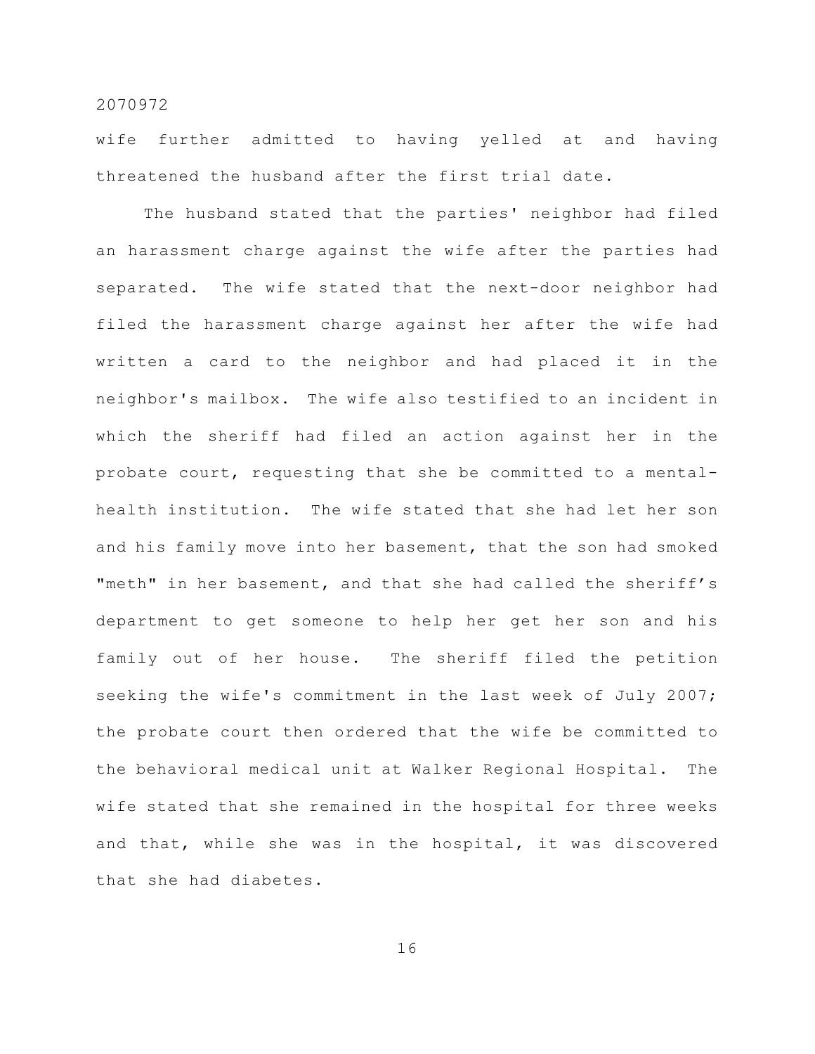wife further admitted to having yelled at and having threatened the husband after the first trial date.

The husband stated that the parties' neighbor had filed an harassment charge against the wife after the parties had separated. The wife stated that the next-door neighbor had filed the harassment charge against her after the wife had written a card to the neighbor and had placed it in the neighbor's mailbox. The wife also testified to an incident in which the sheriff had filed an action against her in the probate court, requesting that she be committed to a mental-health institution. The wife stated that she had let her son and his family move into her basement, that the son had smoked "meth" in her basement, and that she had called the sheriff's department to get someone to help her get her son and his family out of her house. The sheriff filed the petition seeking the wife's commitment in the last week of July 2007; the probate court then ordered that the wife be committed to the behavioral medical unit at Walker Regional Hospital. The wife stated that she remained in the hospital for three weeks and that, while she was in the hospital, it was discovered that she had diabetes.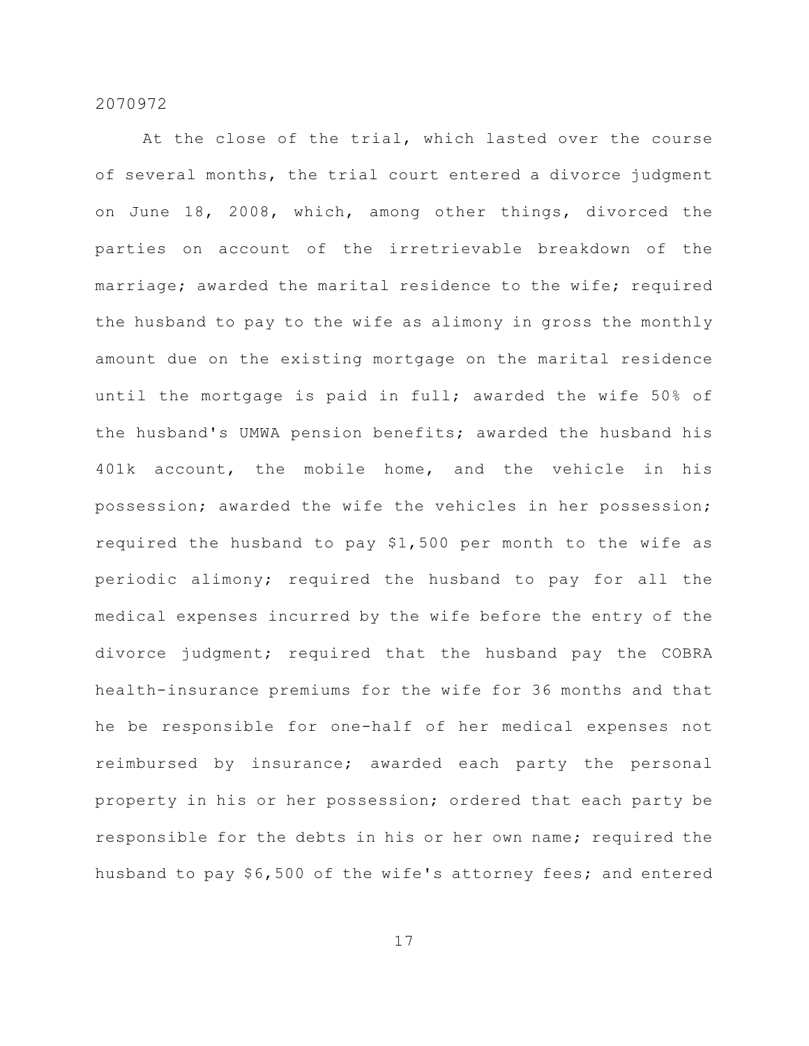At the close of the trial, which lasted over the course of several months, the trial court entered a divorce judgment on June 18, 2008, which, among other things, divorced the parties on account of the irretrievable breakdown of the marriage; awarded the marital residence to the wife; required the husband to pay to the wife as alimony in gross the monthly amount due on the existing mortgage on the marital residence until the mortgage is paid in full; awarded the wife 50% of the husband's UMWA pension benefits; awarded the husband his 401k account, the mobile home, and the vehicle in his possession; awarded the wife the vehicles in her possession; required the husband to pay $1,500 per month to the wife as periodic alimony; required the husband to pay for all the medical expenses incurred by the wife before the entry of the divorce judgment; required that the husband pay the COBRA health-insurance premiums for the wife for 36 months and that he be responsible for one-half of her medical expenses not reimbursed by insurance; awarded each party the personal property in his or her possession; ordered that each party be responsible for the debts in his or her own name; required the husband to pay $6,500 of the wife's attorney fees; and entered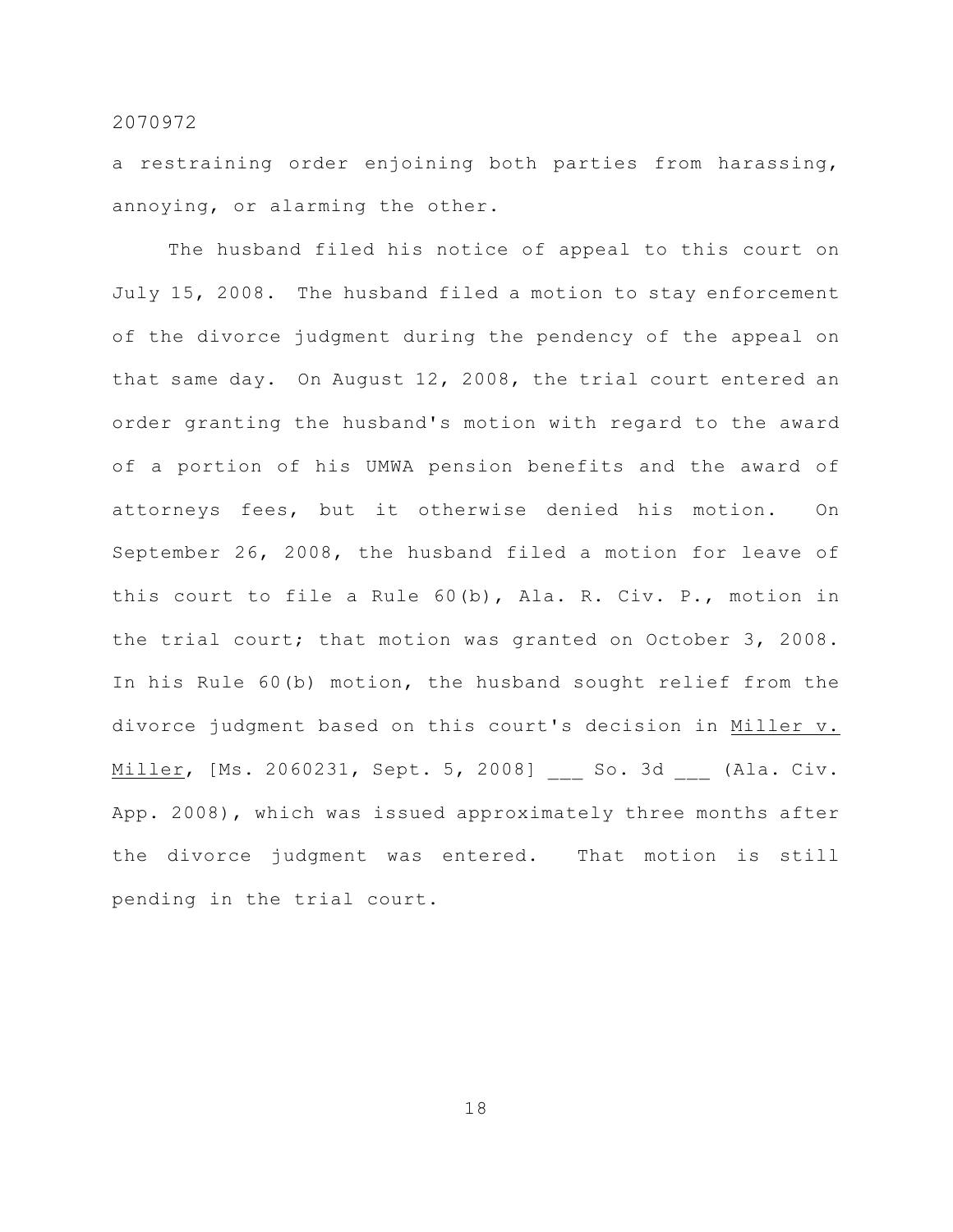a restraining order enjoining both parties from harassing, annoying, or alarming the other.

The husband filed his notice of appeal to this court on July 15, 2008. The husband filed a motion to stay enforcement of the divorce judgment during the pendency of the appeal on that same day. On August 12, 2008, the trial court entered an order granting the husband's motion with regard to the award of a portion of his UMWA pension benefits and the award of attorneys fees, but it otherwise denied his motion. On September 26, 2008, the husband filed a motion for leave of this court to file a Rule 60(b), Ala. R. Civ. P., motion in the trial court; that motion was granted on October 3, 2008. In his Rule 60(b) motion, the husband sought relief from the divorce judgment based on this court's decision in Miller v. Miller, [Ms. 2060231, Sept. 5, 2008] ___ So. 3d ___ (Ala. Civ. App. 2008), which was issued approximately three months after the divorce judgment was entered. That motion is still pending in the trial court.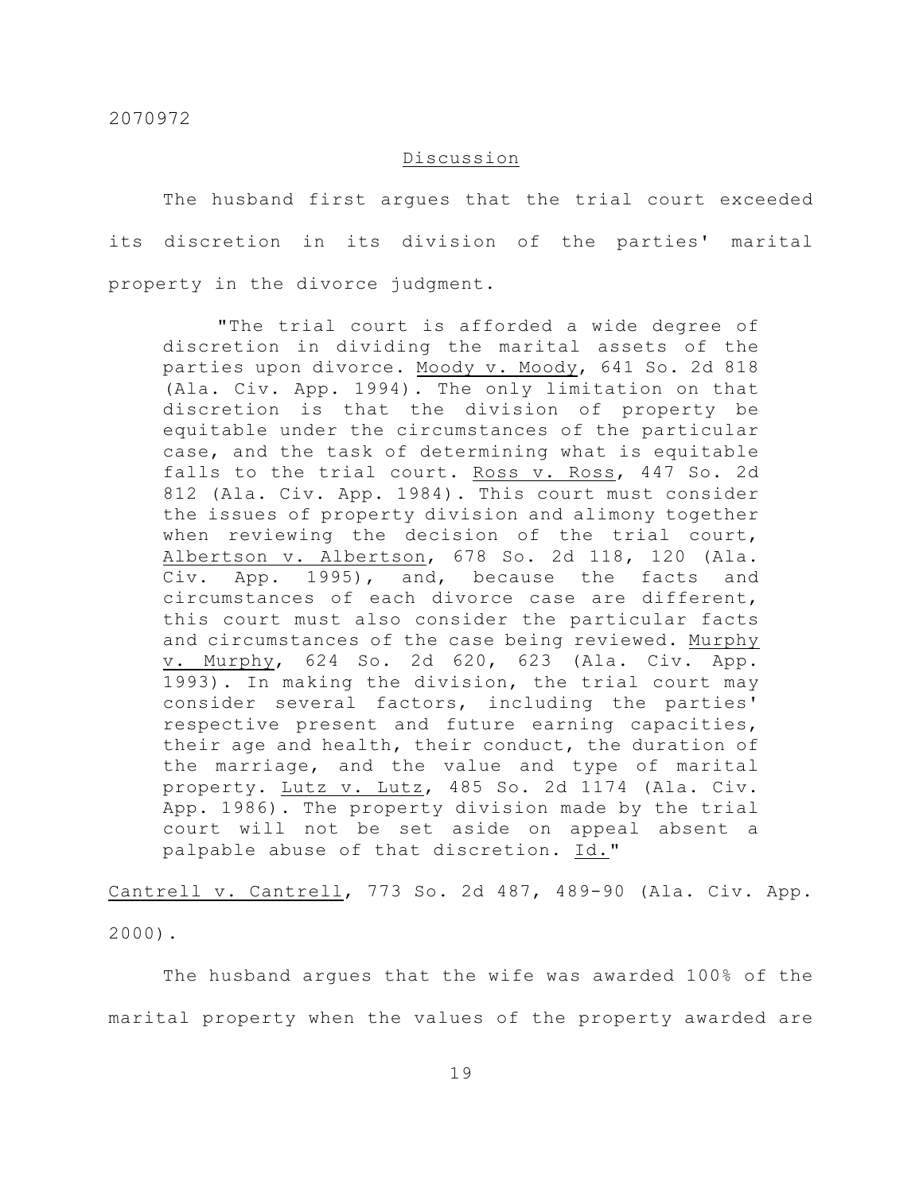## Discussion

The husband first argues that the trial court exceeded its discretion in its division of the parties' marital property in the divorce judgment.

> "The trial court is afforded a wide degree of discretion in dividing the marital assets of the parties upon divorce. Moody v. Moody, 641 So. 2d 818 (Ala. Civ. App. 1994). The only limitation on that discretion is that the division of property be equitable under the circumstances of the particular case, and the task of determining what is equitable falls to the trial court. Ross v. Ross, 447 So. 2d 812 (Ala. Civ. App. 1984). This court must consider the issues of property division and alimony together when reviewing the decision of the trial court, Albertson v. Albertson, 678 So. 2d 118, 120 (Ala. Civ. App. 1995), and, because the facts and circumstances of each divorce case are different, this court must also consider the particular facts and circumstances of the case being reviewed. Murphy v. Murphy, 624 So. 2d 620, 623 (Ala. Civ. App. 1993). In making the division, the trial court may consider several factors, including the parties' respective present and future earning capacities, their age and health, their conduct, the duration of the marriage, and the value and type of marital property. Lutz v. Lutz, 485 So. 2d 1174 (Ala. Civ. App. 1986). The property division made by the trial court will not be set aside on appeal absent a palpable abuse of that discretion. Id."

Cantrell v. Cantrell, 773 So. 2d 487, 489-90 (Ala. Civ. App. 2000).

The husband argues that the wife was awarded 100% of the marital property when the values of the property awarded are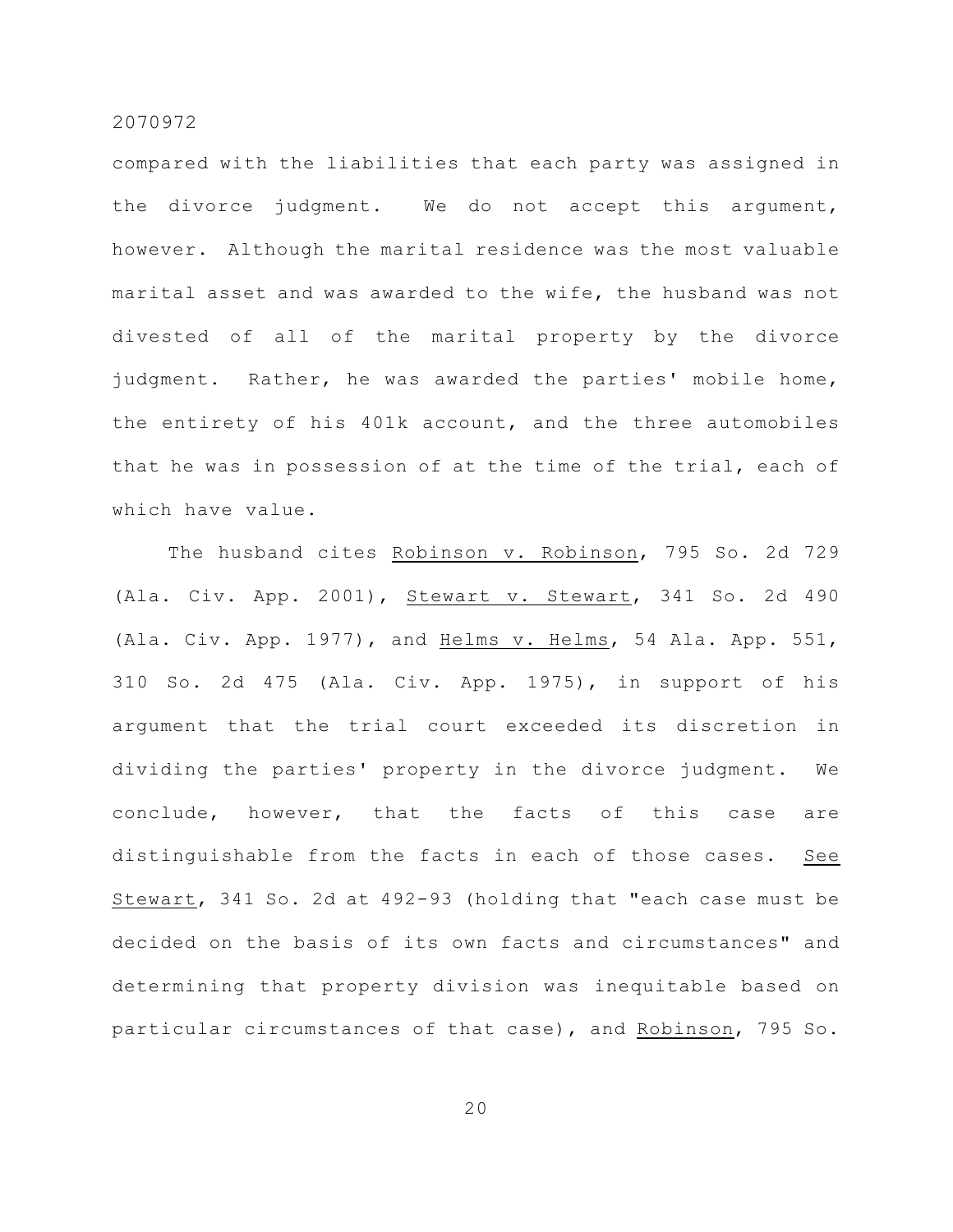compared with the liabilities that each party was assigned in the divorce judgment. We do not accept this argument, however. Although the marital residence was the most valuable marital asset and was awarded to the wife, the husband was not divested of all of the marital property by the divorce judgment. Rather, he was awarded the parties' mobile home, the entirety of his 401k account, and the three automobiles that he was in possession of at the time of the trial, each of which have value.

The husband cites Robinson v. Robinson, 795 So. 2d 729 (Ala. Civ. App. 2001), Stewart v. Stewart, 341 So. 2d 490 (Ala. Civ. App. 1977), and Helms v. Helms, 54 Ala. App. 551, 310 So. 2d 475 (Ala. Civ. App. 1975), in support of his argument that the trial court exceeded its discretion in dividing the parties' property in the divorce judgment. We conclude, however, that the facts of this case are distinguishable from the facts in each of those cases. See Stewart, 341 So. 2d at 492-93 (holding that "each case must be decided on the basis of its own facts and circumstances" and determining that property division was inequitable based on particular circumstances of that case), and Robinson, 795 So.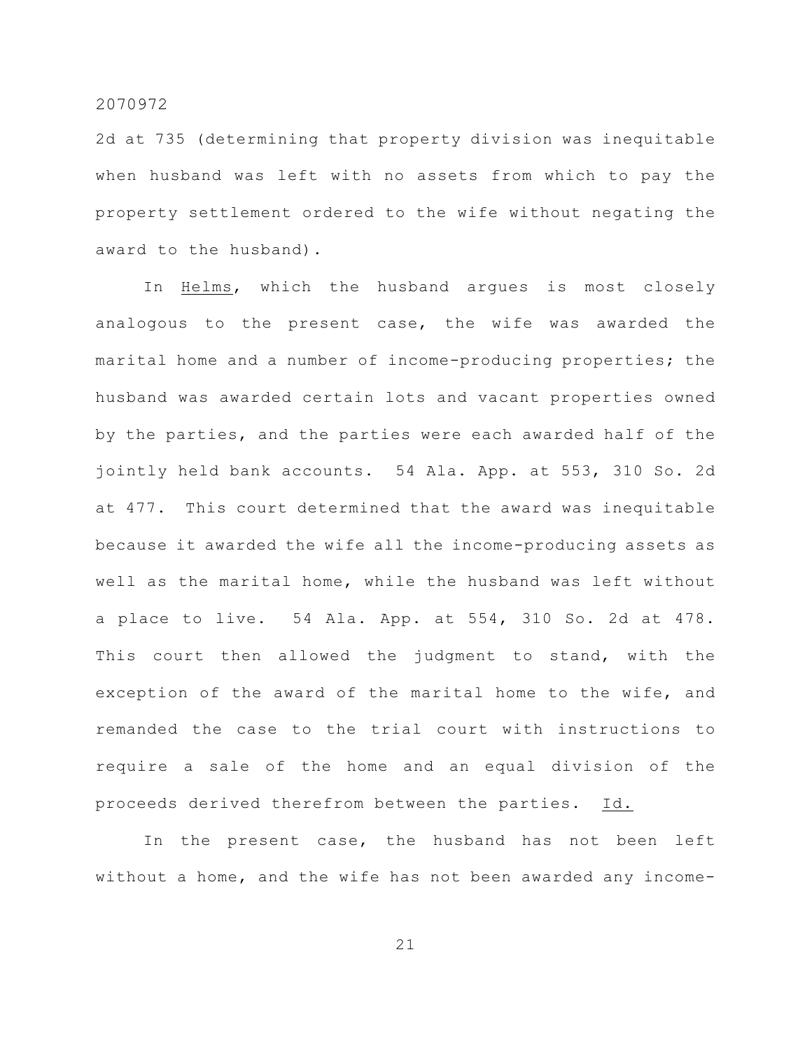2d at 735 (determining that property division was inequitable when husband was left with no assets from which to pay the property settlement ordered to the wife without negating the award to the husband).

In Helms, which the husband argues is most closely analogous to the present case, the wife was awarded the marital home and a number of income-producing properties; the husband was awarded certain lots and vacant properties owned by the parties, and the parties were each awarded half of the jointly held bank accounts. 54 Ala. App. at 553, 310 So. 2d at 477. This court determined that the award was inequitable because it awarded the wife all the income-producing assets as well as the marital home, while the husband was left without a place to live. 54 Ala. App. at 554, 310 So. 2d at 478. This court then allowed the judgment to stand, with the exception of the award of the marital home to the wife, and remanded the case to the trial court with instructions to require a sale of the home and an equal division of the proceeds derived therefrom between the parties. Id.

In the present case, the husband has not been left without a home, and the wife has not been awarded any income-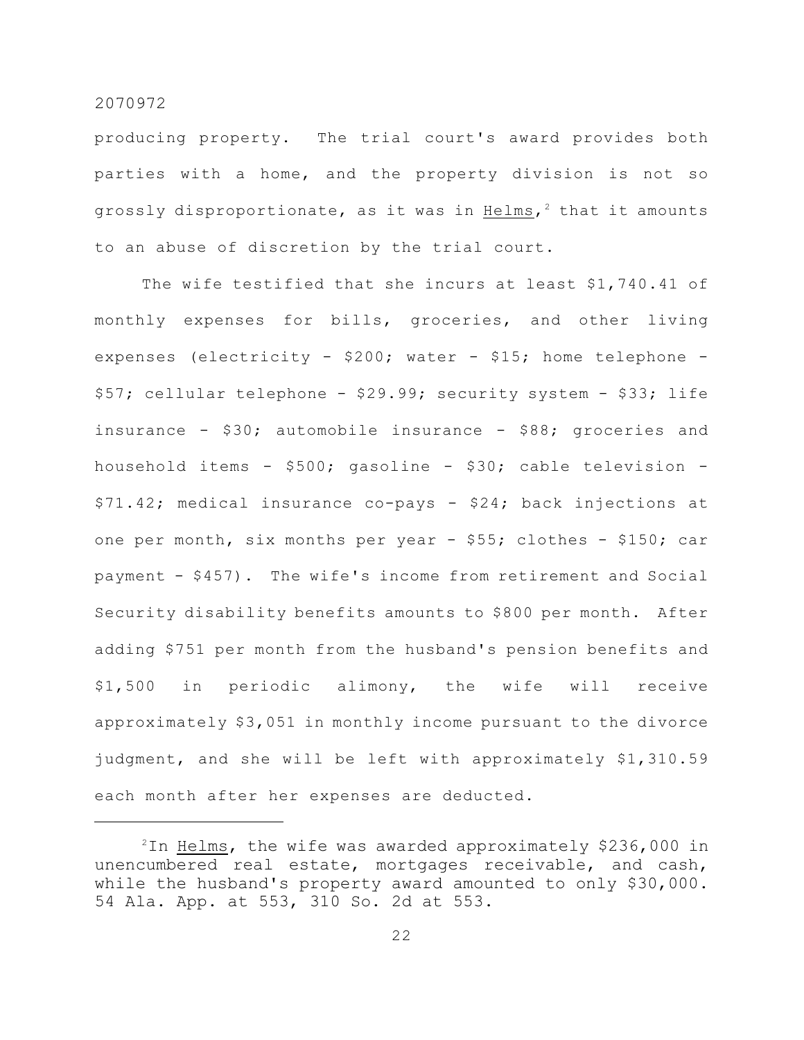producing property. The trial court's award provides both parties with a home, and the property division is not so grossly disproportionate, as it was in Helms,[2] that it amounts to an abuse of discretion by the trial court.

The wife testified that she incurs at least $1,740.41 of monthly expenses for bills, groceries, and other living expenses (electricity - $200; water - $15; home telephone - $57; cellular telephone - $29.99; security system - $33; life insurance - $30; automobile insurance - $88; groceries and household items - $500; gasoline - $30; cable television - $71.42; medical insurance co-pays - $24; back injections at one per month, six months per year - $55; clothes - $150; car payment - $457). The wife's income from retirement and Social Security disability benefits amounts to $800 per month. After adding $751 per month from the husband's pension benefits and $1,500 in periodic alimony, the wife will receive approximately $3,051 in monthly income pursuant to the divorce judgment, and she will be left with approximately $1,310.59 each month after her expenses are deducted.

---

[2]In Helms, the wife was awarded approximately $236,000 in unencumbered real estate, mortgages receivable, and cash, while the husband's property award amounted to only $30,000. 54 Ala. App. at 553, 310 So. 2d at 553.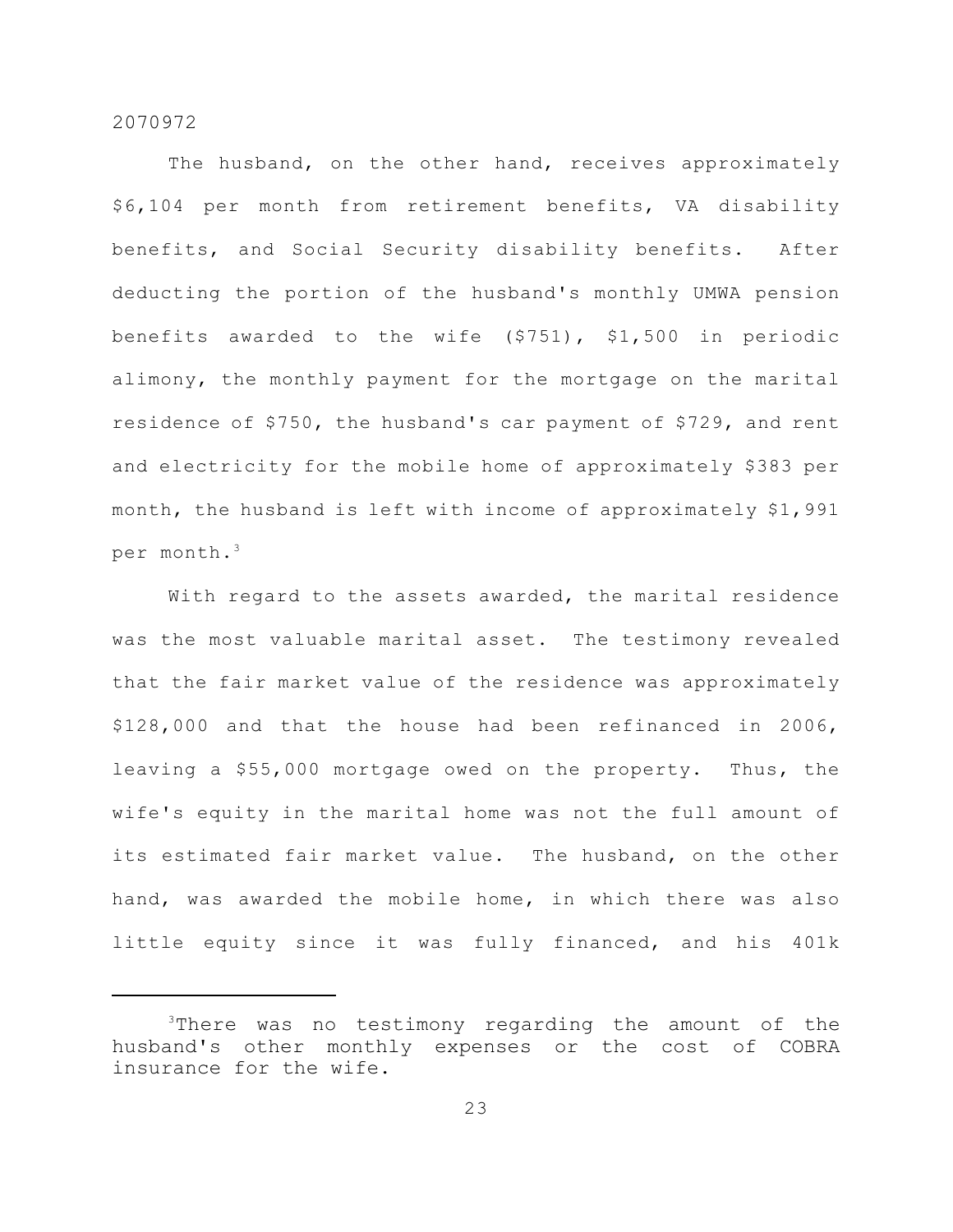The husband, on the other hand, receives approximately $6,104 per month from retirement benefits, VA disability benefits, and Social Security disability benefits. After deducting the portion of the husband's monthly UMWA pension benefits awarded to the wife ($751), $1,500 in periodic alimony, the monthly payment for the mortgage on the marital residence of $750, the husband's car payment of $729, and rent and electricity for the mobile home of approximately $383 per month, the husband is left with income of approximately $1,991 per month.[3]

With regard to the assets awarded, the marital residence was the most valuable marital asset. The testimony revealed that the fair market value of the residence was approximately $128,000 and that the house had been refinanced in 2006, leaving a $55,000 mortgage owed on the property. Thus, the wife's equity in the marital home was not the full amount of its estimated fair market value. The husband, on the other hand, was awarded the mobile home, in which there was also little equity since it was fully financed, and his 401k

---

[3]There was no testimony regarding the amount of the husband's other monthly expenses or the cost of COBRA insurance for the wife.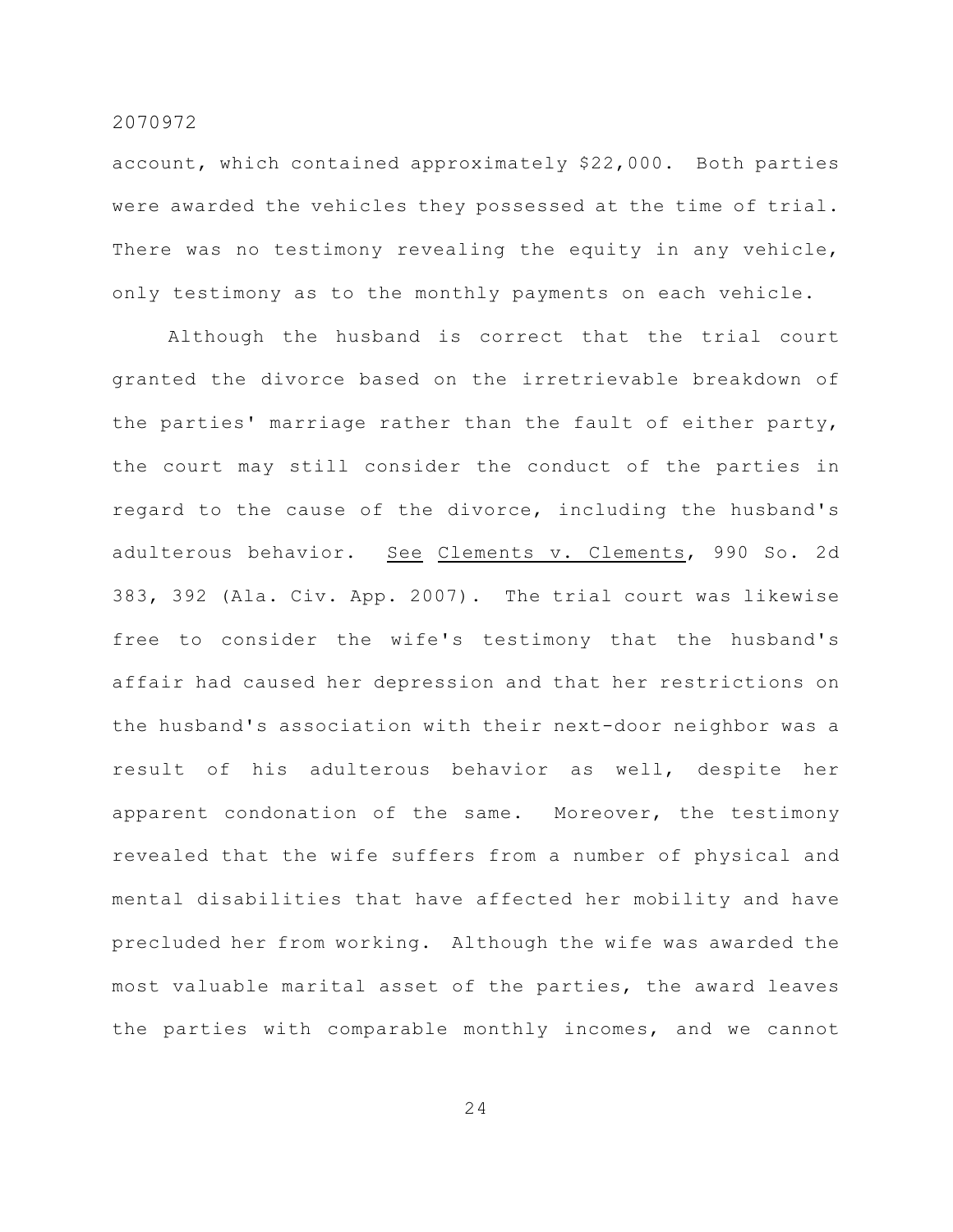account, which contained approximately $22,000. Both parties were awarded the vehicles they possessed at the time of trial. There was no testimony revealing the equity in any vehicle, only testimony as to the monthly payments on each vehicle.

Although the husband is correct that the trial court granted the divorce based on the irretrievable breakdown of the parties' marriage rather than the fault of either party, the court may still consider the conduct of the parties in regard to the cause of the divorce, including the husband's adulterous behavior. See Clements v. Clements, 990 So. 2d 383, 392 (Ala. Civ. App. 2007). The trial court was likewise free to consider the wife's testimony that the husband's affair had caused her depression and that her restrictions on the husband's association with their next-door neighbor was a result of his adulterous behavior as well, despite her apparent condonation of the same. Moreover, the testimony revealed that the wife suffers from a number of physical and mental disabilities that have affected her mobility and have precluded her from working. Although the wife was awarded the most valuable marital asset of the parties, the award leaves the parties with comparable monthly incomes, and we cannot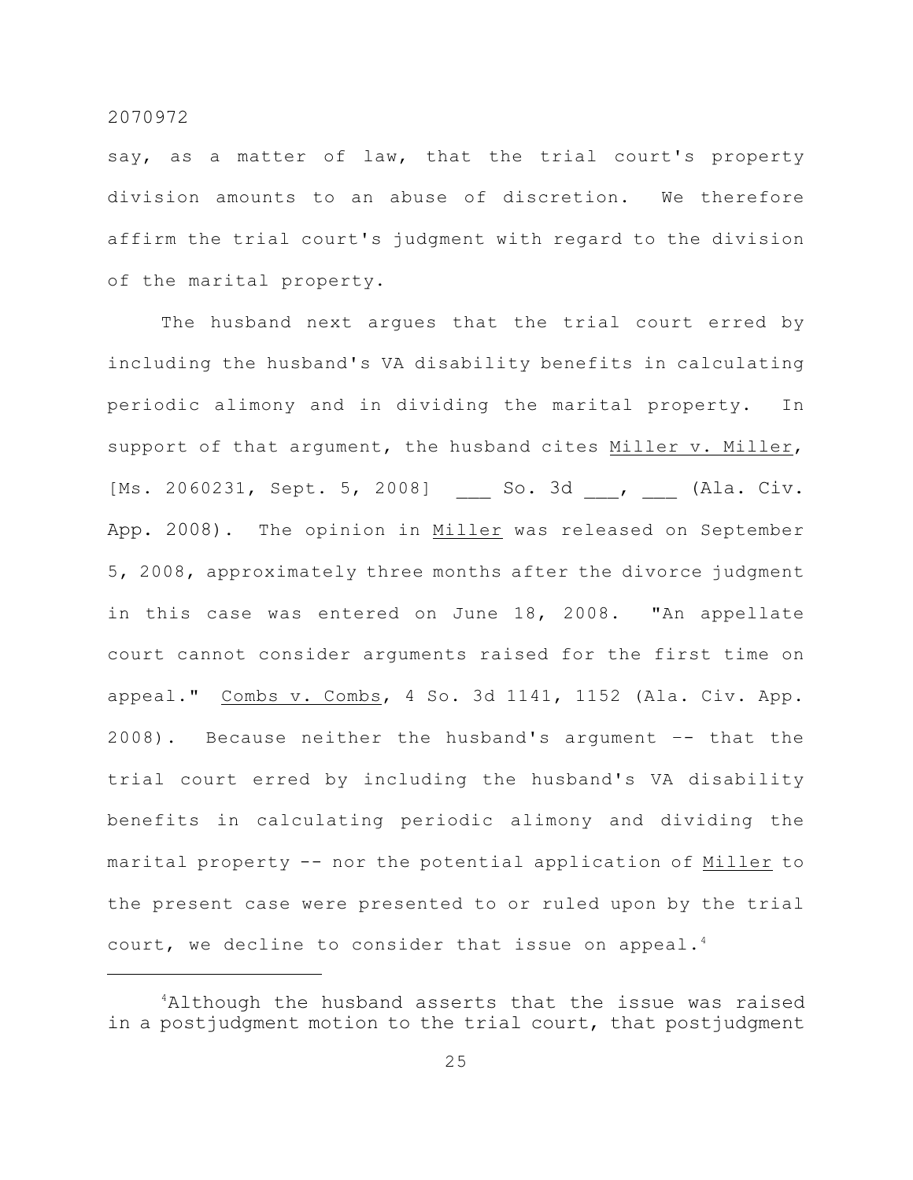say, as a matter of law, that the trial court's property division amounts to an abuse of discretion. We therefore affirm the trial court's judgment with regard to the division of the marital property.

The husband next argues that the trial court erred by including the husband's VA disability benefits in calculating periodic alimony and in dividing the marital property. In support of that argument, the husband cites Miller v. Miller, [Ms. 2060231, Sept. 5, 2008] ___ So. 3d ___, ___ (Ala. Civ. App. 2008). The opinion in Miller was released on September 5, 2008, approximately three months after the divorce judgment in this case was entered on June 18, 2008. "An appellate court cannot consider arguments raised for the first time on appeal." Combs v. Combs, 4 So. 3d 1141, 1152 (Ala. Civ. App. 2008). Because neither the husband's argument –- that the trial court erred by including the husband's VA disability benefits in calculating periodic alimony and dividing the marital property -- nor the potential application of Miller to the present case were presented to or ruled upon by the trial court, we decline to consider that issue on appeal.[4]

[4]Although the husband asserts that the issue was raised in a postjudgment motion to the trial court, that postjudgment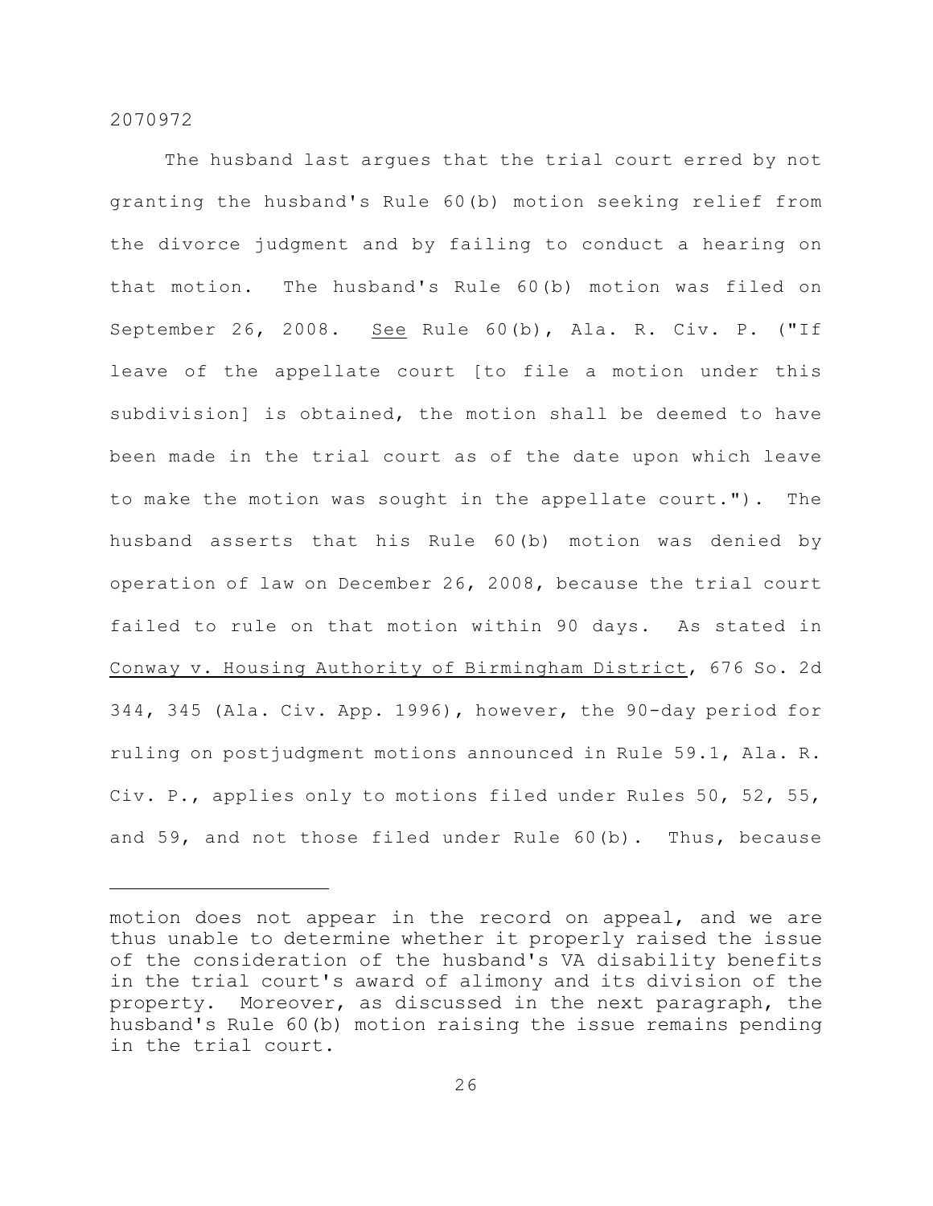The husband last argues that the trial court erred by not granting the husband's Rule 60(b) motion seeking relief from the divorce judgment and by failing to conduct a hearing on that motion. The husband's Rule 60(b) motion was filed on September 26, 2008. See Rule 60(b), Ala. R. Civ. P. ("If leave of the appellate court [to file a motion under this subdivision] is obtained, the motion shall be deemed to have been made in the trial court as of the date upon which leave to make the motion was sought in the appellate court."). The husband asserts that his Rule 60(b) motion was denied by operation of law on December 26, 2008, because the trial court failed to rule on that motion within 90 days. As stated in Conway v. Housing Authority of Birmingham District, 676 So. 2d 344, 345 (Ala. Civ. App. 1996), however, the 90-day period for ruling on postjudgment motions announced in Rule 59.1, Ala. R. Civ. P., applies only to motions filed under Rules 50, 52, 55, and 59, and not those filed under Rule 60(b). Thus, because

---

motion does not appear in the record on appeal, and we are thus unable to determine whether it properly raised the issue of the consideration of the husband's VA disability benefits in the trial court's award of alimony and its division of the property. Moreover, as discussed in the next paragraph, the husband's Rule 60(b) motion raising the issue remains pending in the trial court.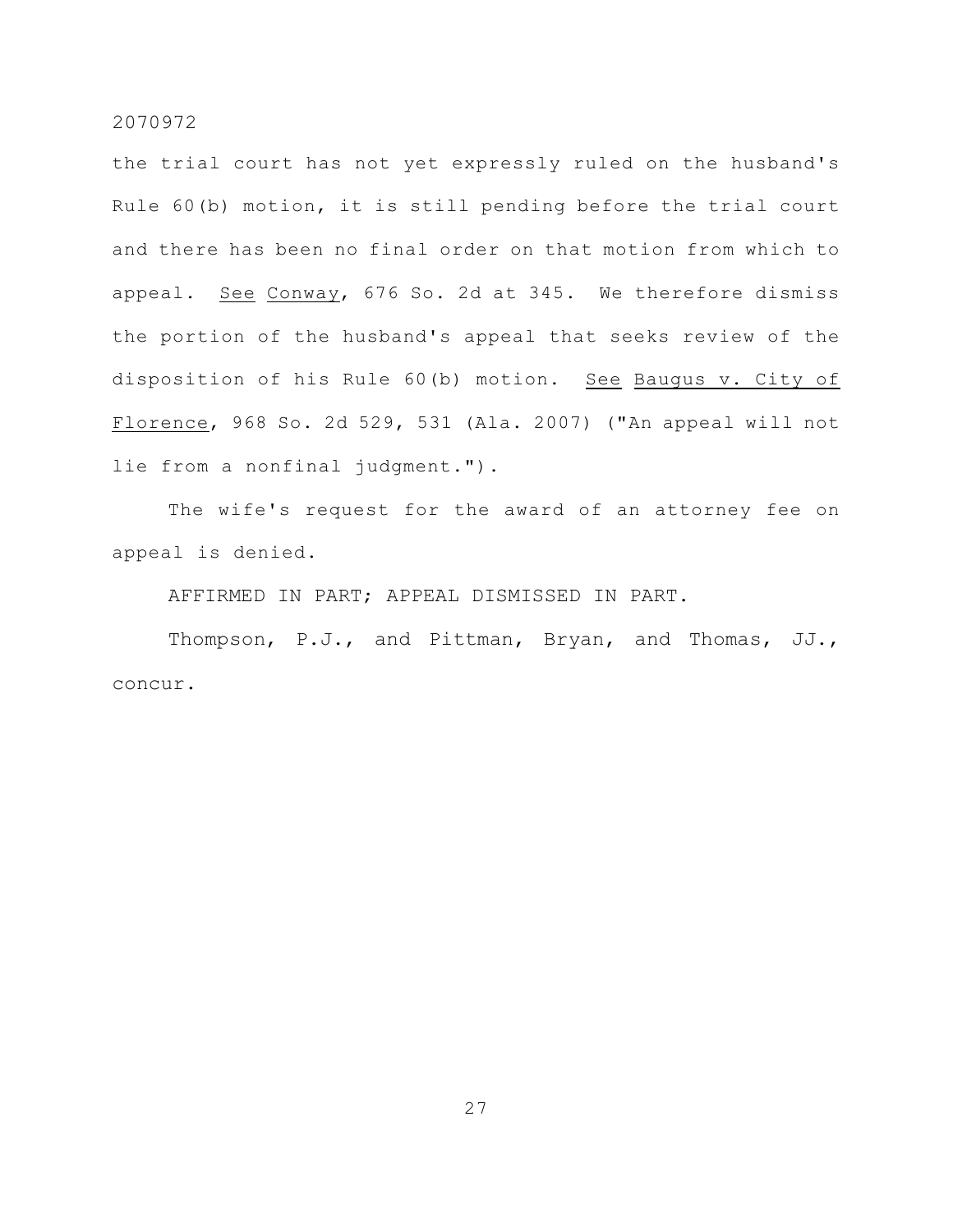the trial court has not yet expressly ruled on the husband's Rule 60(b) motion, it is still pending before the trial court and there has been no final order on that motion from which to appeal. See Conway, 676 So. 2d at 345. We therefore dismiss the portion of the husband's appeal that seeks review of the disposition of his Rule 60(b) motion. See Baugus v. City of Florence, 968 So. 2d 529, 531 (Ala. 2007) ("An appeal will not lie from a nonfinal judgment.").

The wife's request for the award of an attorney fee on appeal is denied.

AFFIRMED IN PART; APPEAL DISMISSED IN PART.

Thompson, P.J., and Pittman, Bryan, and Thomas, JJ., concur.